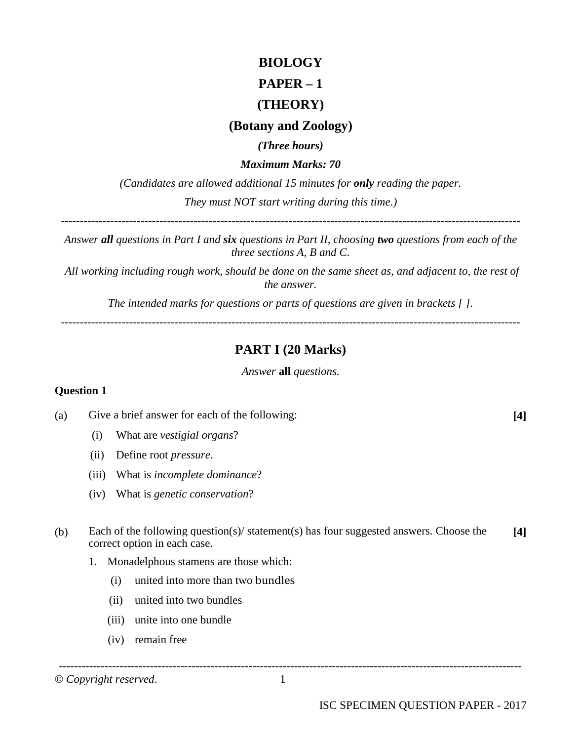# BIOLOGY

## PAPER – 1

## (THEORY)

## (Botany and Zoology)

***(Three hours)***

***Maximum Marks: 70***

*(Candidates are allowed additional 15 minutes for **only** reading the paper.*

*They must NOT start writing during this time.)*

---

*Answer **all** questions in Part I and **six** questions in Part II, choosing **two** questions from each of the three sections A, B and C.*

*All working including rough work, should be done on the same sheet as, and adjacent to, the rest of the answer.*

*The intended marks for questions or parts of questions are given in brackets [ ].*

---

## PART I (20 Marks)

*Answer **all** questions.*

**Question 1**

(a) Give a brief answer for each of the following: **[4]**

(i) What are *vestigial organs*?

(ii) Define root *pressure*.

(iii) What is *incomplete dominance*?

(iv) What is *genetic conservation*?

(b) Each of the following question(s)/ statement(s) has four suggested answers. Choose the correct option in each case. **[4]**

1. Monadelphous stamens are those which:

   (i) united into more than two bundles

   (ii) united into two bundles

   (iii) unite into one bundle

   (iv) remain free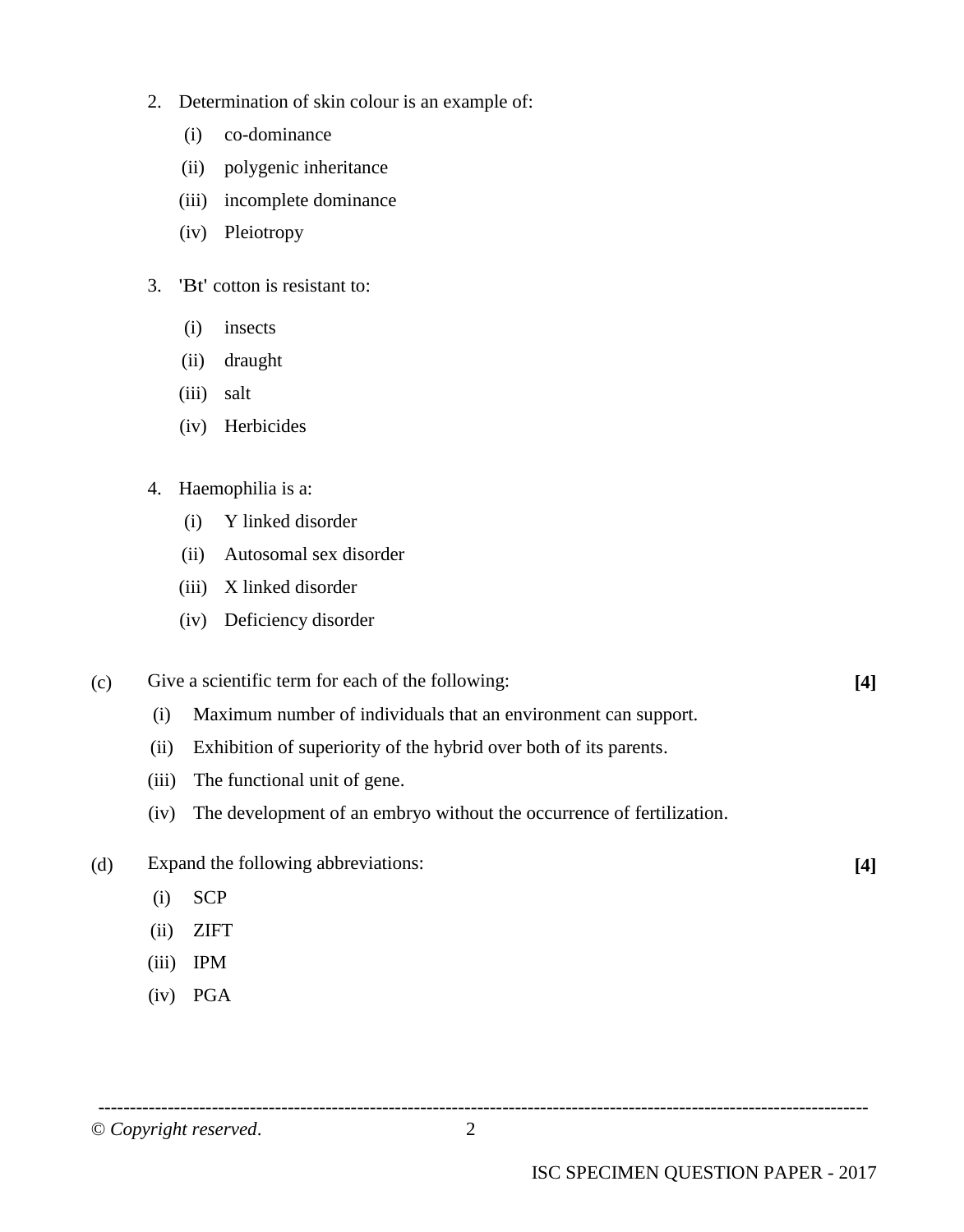2. Determination of skin colour is an example of:
   (i) co-dominance
   (ii) polygenic inheritance
   (iii) incomplete dominance
   (iv) Pleiotropy

3. 'Bt' cotton is resistant to:
   (i) insects
   (ii) draught
   (iii) salt
   (iv) Herbicides

4. Haemophilia is a:
   (i) Y linked disorder
   (ii) Autosomal sex disorder
   (iii) X linked disorder
   (iv) Deficiency disorder

(c) Give a scientific term for each of the following: **[4]**

   (i) Maximum number of individuals that an environment can support.
   (ii) Exhibition of superiority of the hybrid over both of its parents.
   (iii) The functional unit of gene.
   (iv) The development of an embryo without the occurrence of fertilization.

(d) Expand the following abbreviations: **[4]**

   (i) SCP
   (ii) ZIFT
   (iii) IPM
   (iv) PGA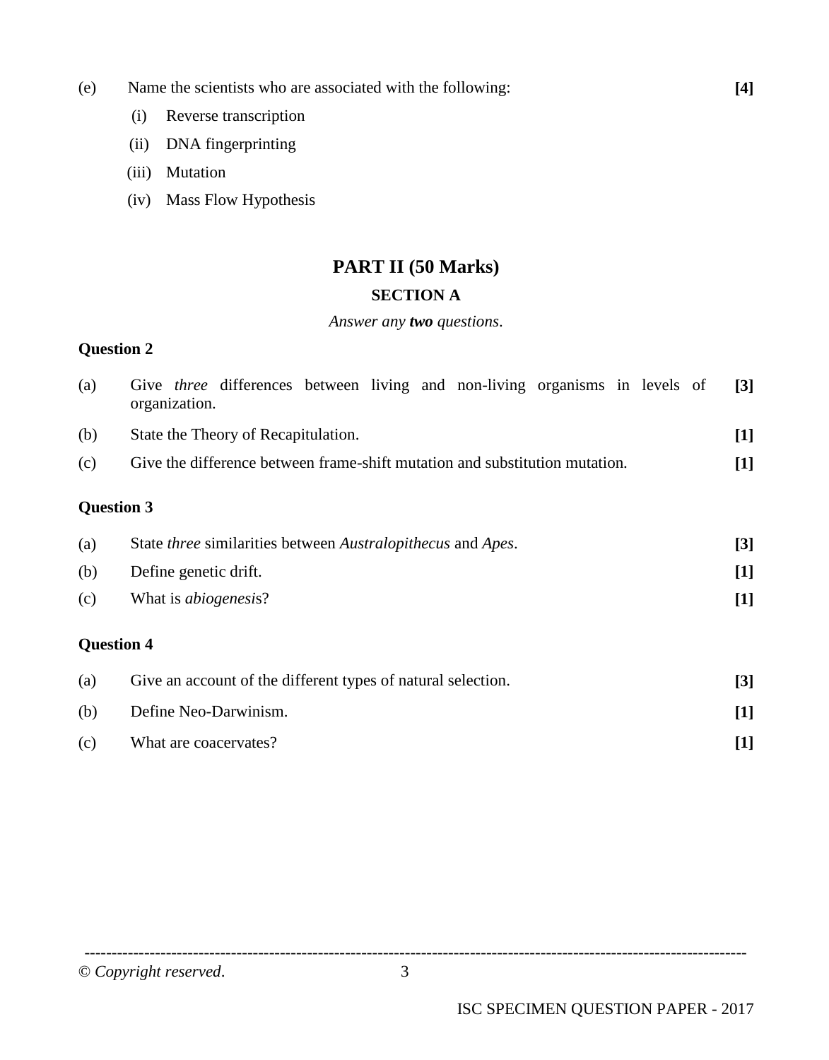(e) Name the scientists who are associated with the following: **[4]**

(i) Reverse transcription

(ii) DNA fingerprinting

(iii) Mutation

(iv) Mass Flow Hypothesis

## PART II (50 Marks)

### SECTION A

*Answer any* ***two*** *questions*.

**Question 2**

(a) Give *three* differences between living and non-living organisms in levels of organization. **[3]**

(b) State the Theory of Recapitulation. **[1]**

(c) Give the difference between frame-shift mutation and substitution mutation. **[1]**

**Question 3**

(a) State *three* similarities between *Australopithecus* and *Apes*. **[3]**

(b) Define genetic drift. **[1]**

(c) What is *abiogenesis*? **[1]**

**Question 4**

(a) Give an account of the different types of natural selection. **[3]**

(b) Define Neo-Darwinism. **[1]**

(c) What are coacervates? **[1]**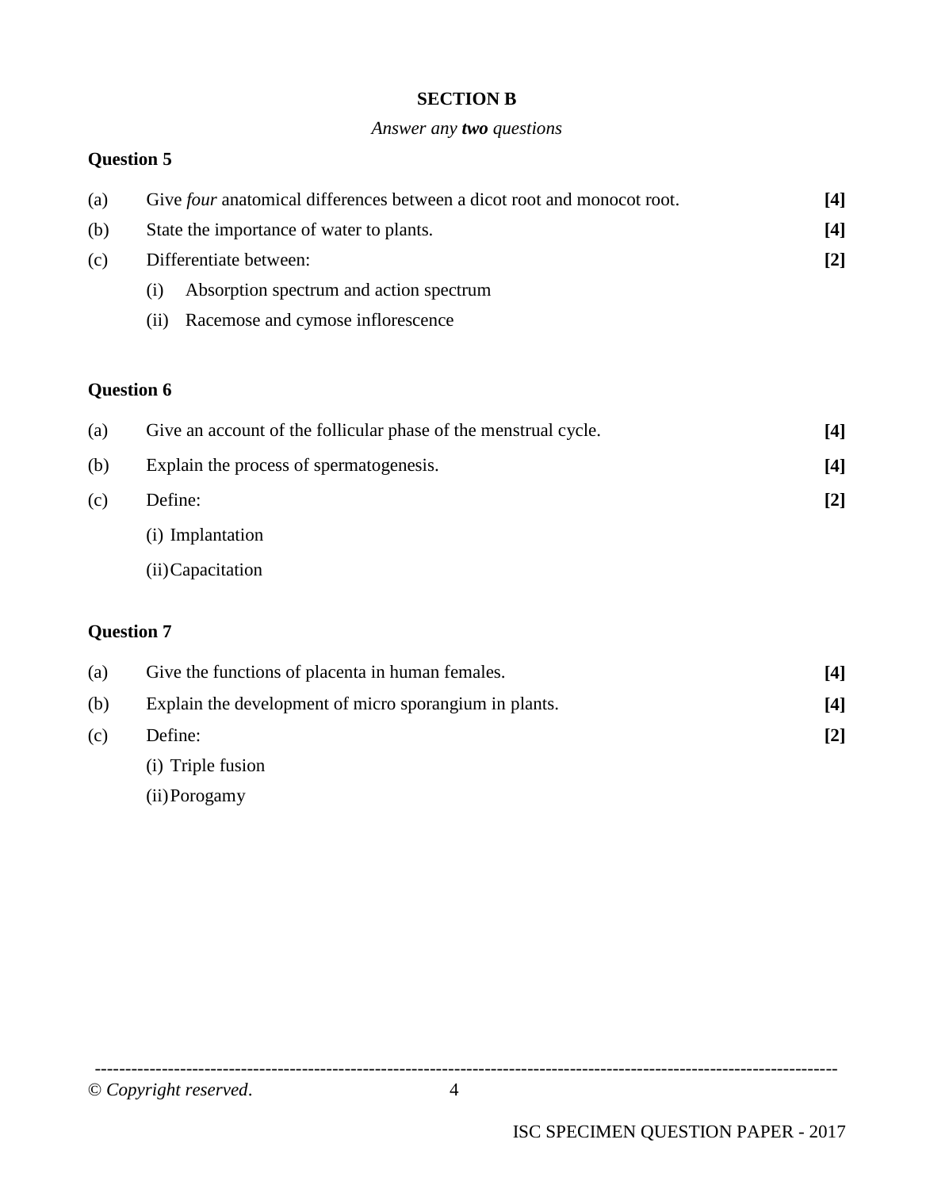## SECTION B

*Answer any **two** questions*

**Question 5**

(a) Give *four* anatomical differences between a dicot root and monocot root. **[4]**

(b) State the importance of water to plants. **[4]**

(c) Differentiate between: **[2]**

(i) Absorption spectrum and action spectrum

(ii) Racemose and cymose inflorescence

**Question 6**

(a) Give an account of the follicular phase of the menstrual cycle. **[4]**

(b) Explain the process of spermatogenesis. **[4]**

(c) Define: **[2]**

(i) Implantation

(ii) Capacitation

**Question 7**

(a) Give the functions of placenta in human females. **[4]**

(b) Explain the development of micro sporangium in plants. **[4]**

(c) Define: **[2]**

(i) Triple fusion

(ii) Porogamy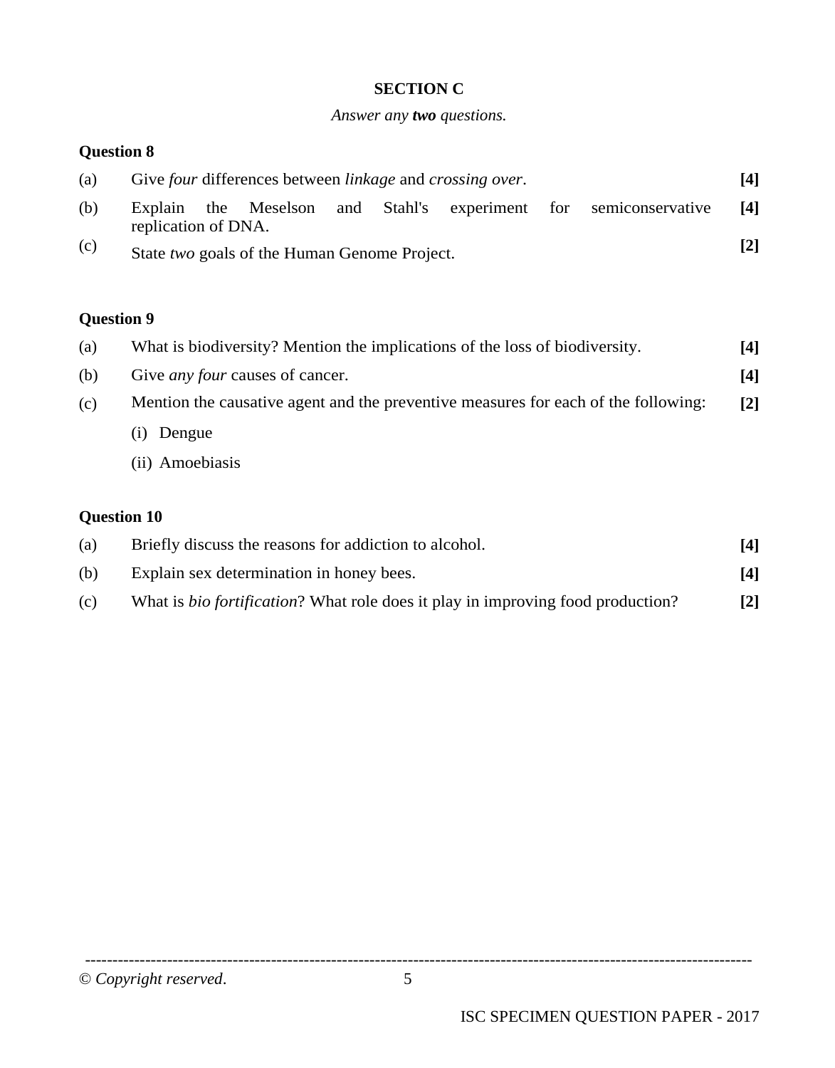## SECTION C

*Answer any **two** questions.*

### Question 8

(a) Give *four* differences between *linkage* and *crossing over*. **[4]**

(b) Explain the Meselson and Stahl's experiment for semiconservative replication of DNA. **[4]**

(c) State *two* goals of the Human Genome Project. **[2]**

### Question 9

(a) What is biodiversity? Mention the implications of the loss of biodiversity. **[4]**

(b) Give *any four* causes of cancer. **[4]**

(c) Mention the causative agent and the preventive measures for each of the following: **[2]**

(i) Dengue

(ii) Amoebiasis

### Question 10

(a) Briefly discuss the reasons for addiction to alcohol. **[4]**

(b) Explain sex determination in honey bees. **[4]**

(c) What is *bio fortification*? What role does it play in improving food production? **[2]**

© *Copyright reserved*.